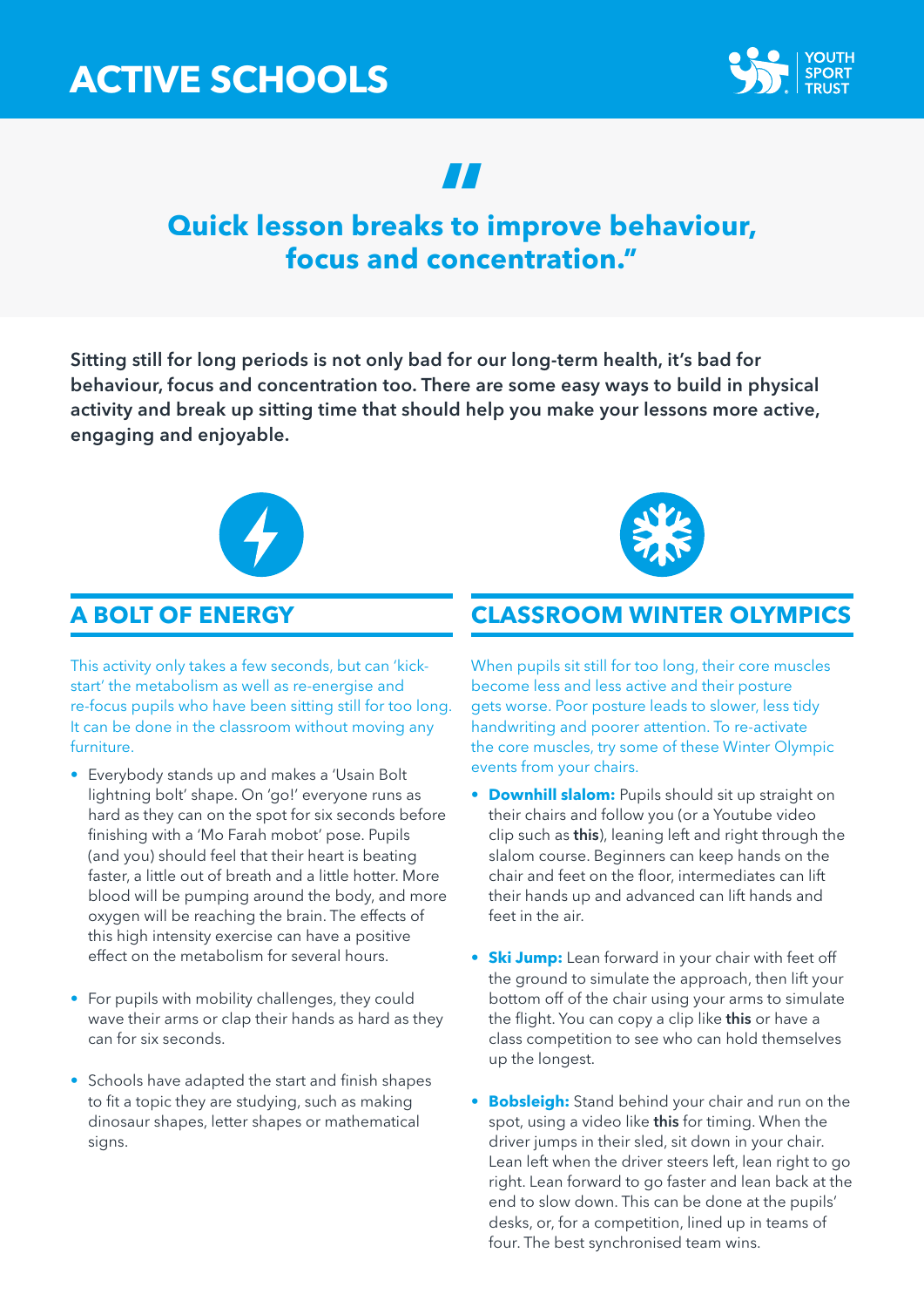# ACTIVE SCHOOLS

YOUTH SPORT TRUST

## "Quick lesson breaks to improve behaviour, focus and concentration."

**Sitting still for long periods is not only bad for our long-term health, it's bad for behaviour, focus and concentration too. There are some easy ways to build in physical activity and break up sitting time that should help you make your lessons more active, engaging and enjoyable.**

## A BOLT OF ENERGY

This activity only takes a few seconds, but can 'kick-start' the metabolism as well as re-energise and re-focus pupils who have been sitting still for too long. It can be done in the classroom without moving any furniture.

- Everybody stands up and makes a 'Usain Bolt lightning bolt' shape. On 'go!' everyone runs as hard as they can on the spot for six seconds before finishing with a 'Mo Farah mobot' pose. Pupils (and you) should feel that their heart is beating faster, a little out of breath and a little hotter. More blood will be pumping around the body, and more oxygen will be reaching the brain. The effects of this high intensity exercise can have a positive effect on the metabolism for several hours.
- For pupils with mobility challenges, they could wave their arms or clap their hands as hard as they can for six seconds.
- Schools have adapted the start and finish shapes to fit a topic they are studying, such as making dinosaur shapes, letter shapes or mathematical signs.

## CLASSROOM WINTER OLYMPICS

When pupils sit still for too long, their core muscles become less and less active and their posture gets worse. Poor posture leads to slower, less tidy handwriting and poorer attention. To re-activate the core muscles, try some of these Winter Olympic events from your chairs.

- **Downhill slalom:** Pupils should sit up straight on their chairs and follow you (or a Youtube video clip such as **this**), leaning left and right through the slalom course. Beginners can keep hands on the chair and feet on the floor, intermediates can lift their hands up and advanced can lift hands and feet in the air.
- **Ski Jump:** Lean forward in your chair with feet off the ground to simulate the approach, then lift your bottom off of the chair using your arms to simulate the flight. You can copy a clip like **this** or have a class competition to see who can hold themselves up the longest.
- **Bobsleigh:** Stand behind your chair and run on the spot, using a video like **this** for timing. When the driver jumps in their sled, sit down in your chair. Lean left when the driver steers left, lean right to go right. Lean forward to go faster and lean back at the end to slow down. This can be done at the pupils' desks, or, for a competition, lined up in teams of four. The best synchronised team wins.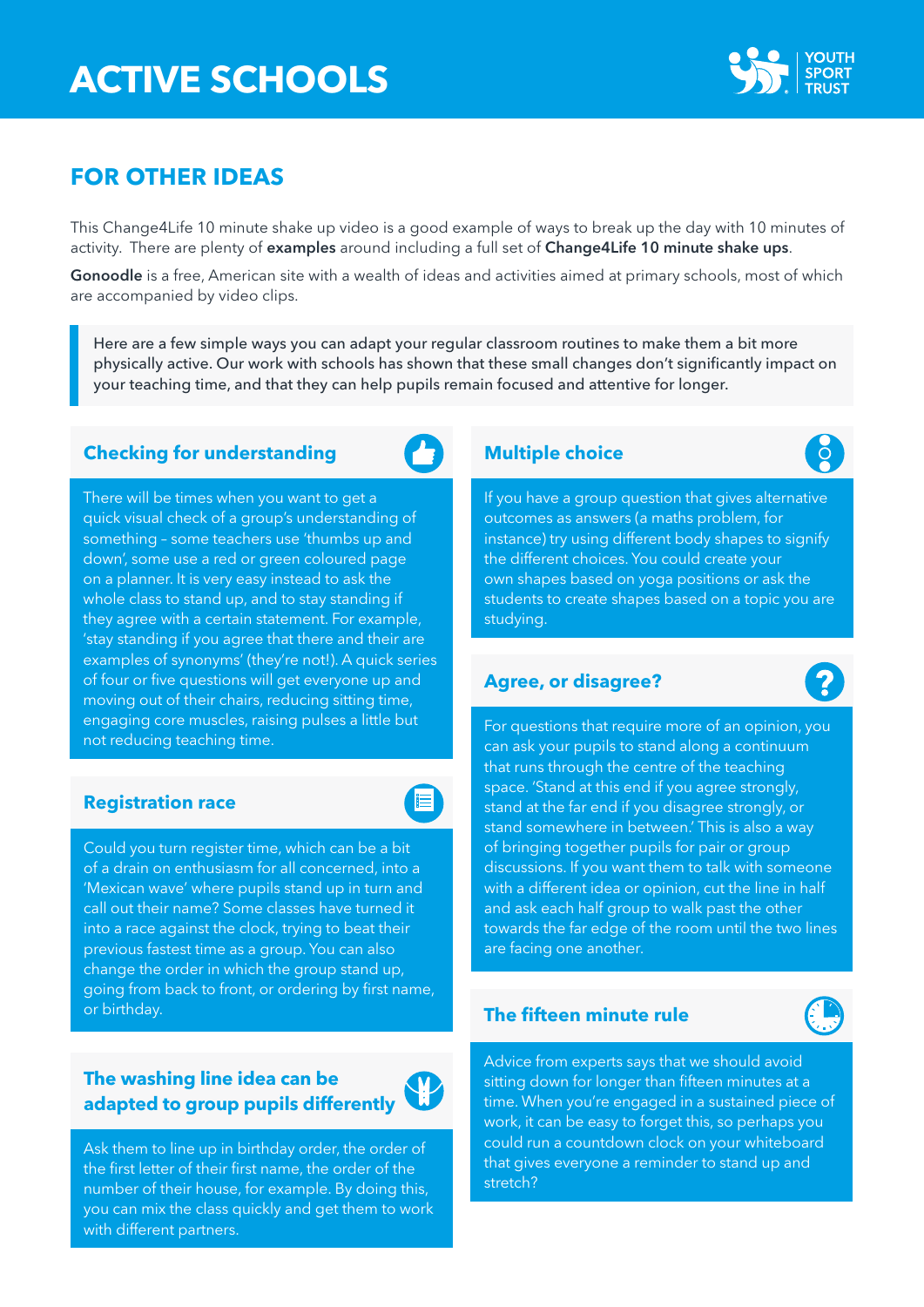# ACTIVE SCHOOLS

## FOR OTHER IDEAS

This Change4Life 10 minute shake up video is a good example of ways to break up the day with 10 minutes of activity. There are plenty of **examples** around including a full set of **Change4Life 10 minute shake ups**.

**Gonoodle** is a free, American site with a wealth of ideas and activities aimed at primary schools, most of which are accompanied by video clips.

> Here are a few simple ways you can adapt your regular classroom routines to make them a bit more physically active. Our work with schools has shown that these small changes don't significantly impact on your teaching time, and that they can help pupils remain focused and attentive for longer.

### Checking for understanding

There will be times when you want to get a quick visual check of a group's understanding of something – some teachers use 'thumbs up and down', some use a red or green coloured page on a planner. It is very easy instead to ask the whole class to stand up, and to stay standing if they agree with a certain statement. For example, 'stay standing if you agree that there and their are examples of synonyms' (they're not!). A quick series of four or five questions will get everyone up and moving out of their chairs, reducing sitting time, engaging core muscles, raising pulses a little but not reducing teaching time.

### Registration race

Could you turn register time, which can be a bit of a drain on enthusiasm for all concerned, into a 'Mexican wave' where pupils stand up in turn and call out their name? Some classes have turned it into a race against the clock, trying to beat their previous fastest time as a group. You can also change the order in which the group stand up, going from back to front, or ordering by first name, or birthday.

### The washing line idea can be adapted to group pupils differently

Ask them to line up in birthday order, the order of the first letter of their first name, the order of the number of their house, for example. By doing this, you can mix the class quickly and get them to work with different partners.

### Multiple choice

If you have a group question that gives alternative outcomes as answers (a maths problem, for instance) try using different body shapes to signify the different choices. You could create your own shapes based on yoga positions or ask the students to create shapes based on a topic you are studying.

### Agree, or disagree?

For questions that require more of an opinion, you can ask your pupils to stand along a continuum that runs through the centre of the teaching space. 'Stand at this end if you agree strongly, stand at the far end if you disagree strongly, or stand somewhere in between.' This is also a way of bringing together pupils for pair or group discussions. If you want them to talk with someone with a different idea or opinion, cut the line in half and ask each half group to walk past the other towards the far edge of the room until the two lines are facing one another.

### The fifteen minute rule

Advice from experts says that we should avoid sitting down for longer than fifteen minutes at a time. When you're engaged in a sustained piece of work, it can be easy to forget this, so perhaps you could run a countdown clock on your whiteboard that gives everyone a reminder to stand up and stretch?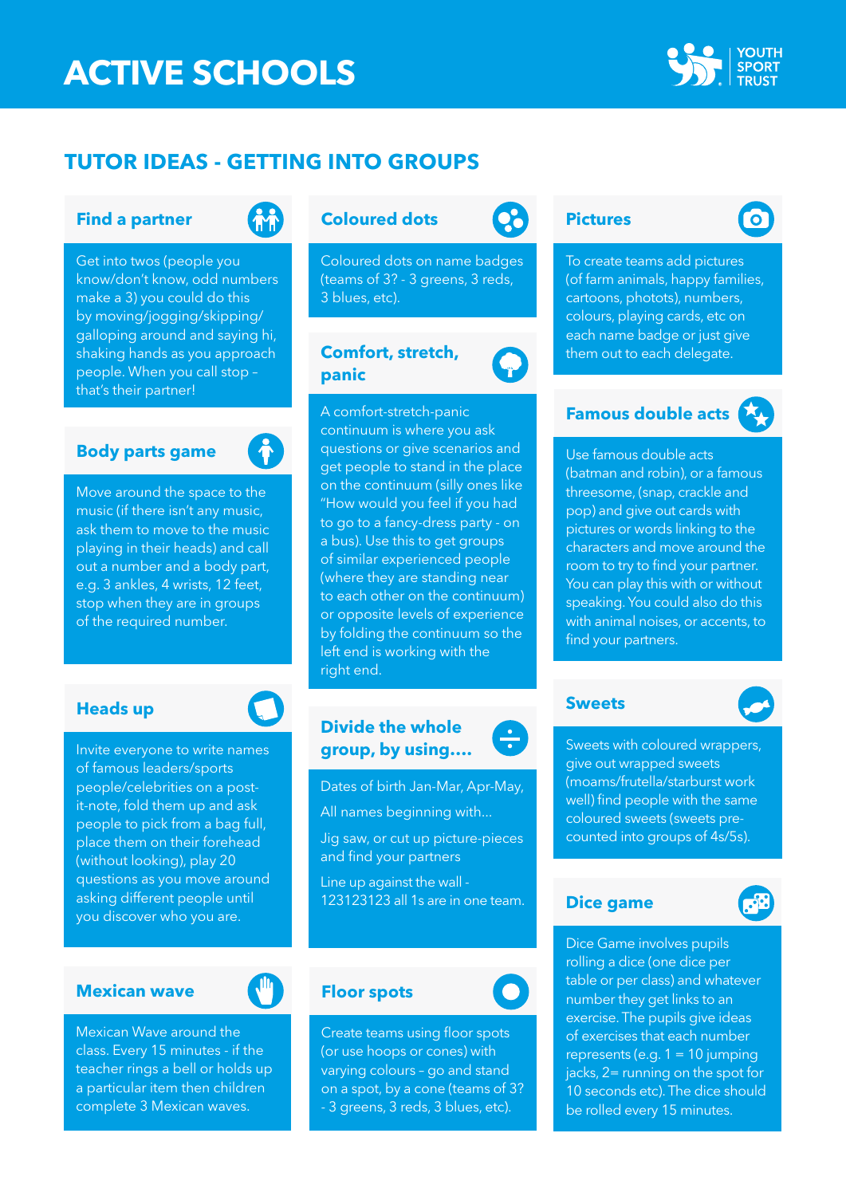# ACTIVE SCHOOLS

## TUTOR IDEAS - GETTING INTO GROUPS

### Find a partner

Get into twos (people you know/don't know, odd numbers make a 3) you could do this by moving/jogging/skipping/galloping around and saying hi, shaking hands as you approach people. When you call stop – that's their partner!

### Body parts game

Move around the space to the music (if there isn't any music, ask them to move to the music playing in their heads) and call out a number and a body part, e.g. 3 ankles, 4 wrists, 12 feet, stop when they are in groups of the required number.

### Heads up

Invite everyone to write names of famous leaders/sports people/celebrities on a post-it-note, fold them up and ask people to pick from a bag full, place them on their forehead (without looking), play 20 questions as you move around asking different people until you discover who you are.

### Mexican wave

Mexican Wave around the class. Every 15 minutes - if the teacher rings a bell or holds up a particular item then children complete 3 Mexican waves.

### Coloured dots

Coloured dots on name badges (teams of 3? - 3 greens, 3 reds, 3 blues, etc).

### Comfort, stretch, panic

A comfort-stretch-panic continuum is where you ask questions or give scenarios and get people to stand in the place on the continuum (silly ones like "How would you feel if you had to go to a fancy-dress party - on a bus). Use this to get groups of similar experienced people (where they are standing near to each other on the continuum) or opposite levels of experience by folding the continuum so the left end is working with the right end.

### Divide the whole group, by using....

Dates of birth Jan-Mar, Apr-May,

All names beginning with...

Jig saw, or cut up picture-pieces and find your partners

Line up against the wall - 123123123 all 1s are in one team.

### Floor spots

Create teams using floor spots (or use hoops or cones) with varying colours – go and stand on a spot, by a cone (teams of 3? - 3 greens, 3 reds, 3 blues, etc).

### Pictures

To create teams add pictures (of farm animals, happy families, cartoons, photots), numbers, colours, playing cards, etc on each name badge or just give them out to each delegate.

### Famous double acts

Use famous double acts (batman and robin), or a famous threesome, (snap, crackle and pop) and give out cards with pictures or words linking to the characters and move around the room to try to find your partner. You can play this with or without speaking. You could also do this with animal noises, or accents, to find your partners.

### Sweets

Sweets with coloured wrappers, give out wrapped sweets (moams/frutella/starburst work well) find people with the same coloured sweets (sweets pre-counted into groups of 4s/5s).

### Dice game

Dice Game involves pupils rolling a dice (one dice per table or per class) and whatever number they get links to an exercise. The pupils give ideas of exercises that each number represents (e.g. 1 = 10 jumping jacks, 2= running on the spot for 10 seconds etc). The dice should be rolled every 15 minutes.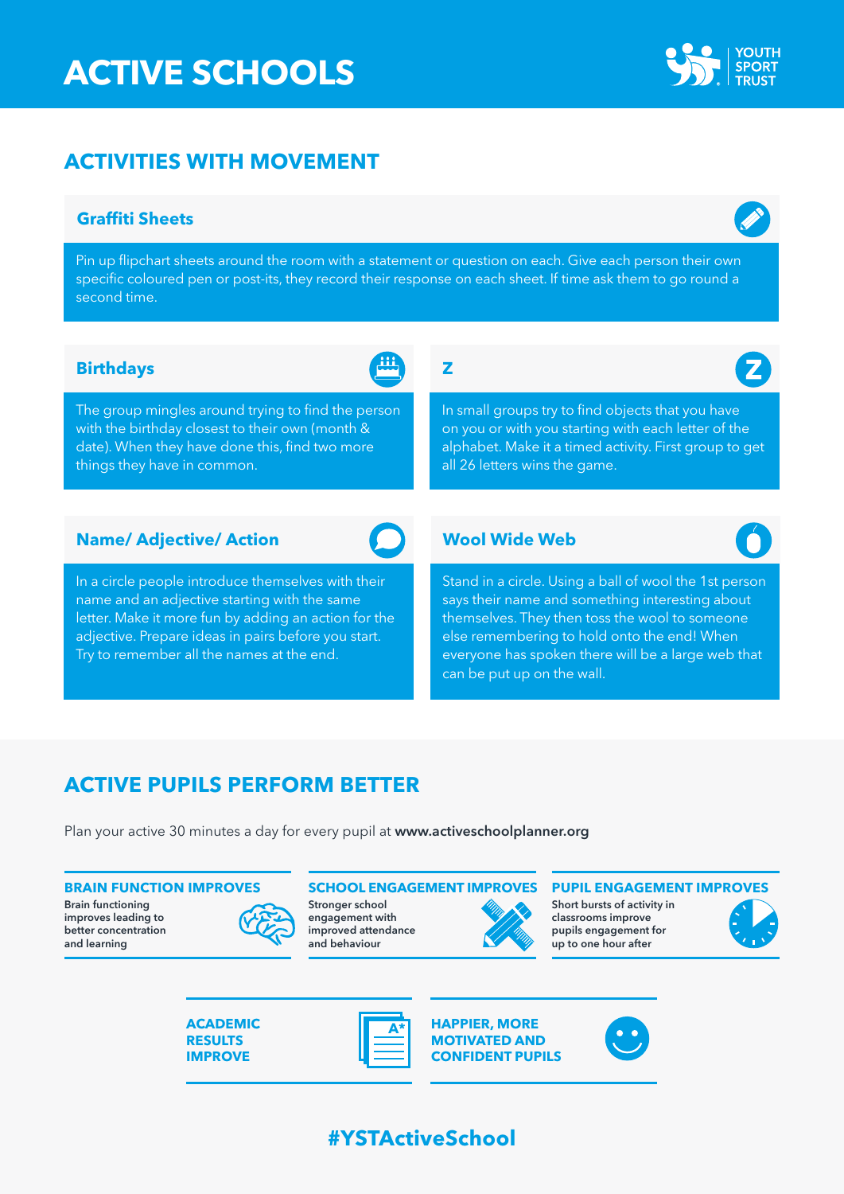# ACTIVE SCHOOLS

YOUTH SPORT TRUST

## ACTIVITIES WITH MOVEMENT

### Graffiti Sheets

Pin up flipchart sheets around the room with a statement or question on each. Give each person their own specific coloured pen or post-its, they record their response on each sheet. If time ask them to go round a second time.

### Birthdays

The group mingles around trying to find the person with the birthday closest to their own (month & date). When they have done this, find two more things they have in common.

### Z

In small groups try to find objects that you have on you or with you starting with each letter of the alphabet. Make it a timed activity. First group to get all 26 letters wins the game.

### Name/ Adjective/ Action

In a circle people introduce themselves with their name and an adjective starting with the same letter. Make it more fun by adding an action for the adjective. Prepare ideas in pairs before you start. Try to remember all the names at the end.

### Wool Wide Web

Stand in a circle. Using a ball of wool the 1st person says their name and something interesting about themselves. They then toss the wool to someone else remembering to hold onto the end! When everyone has spoken there will be a large web that can be put up on the wall.

## ACTIVE PUPILS PERFORM BETTER

Plan your active 30 minutes a day for every pupil at **www.activeschoolplanner.org**

**BRAIN FUNCTION IMPROVES**
Brain functioning improves leading to better concentration and learning

**SCHOOL ENGAGEMENT IMPROVES**
Stronger school engagement with improved attendance and behaviour

**PUPIL ENGAGEMENT IMPROVES**
Short bursts of activity in classrooms improve pupils engagement for up to one hour after

**ACADEMIC RESULTS IMPROVE**

**HAPPIER, MORE MOTIVATED AND CONFIDENT PUPILS**

**#YSTActiveSchool**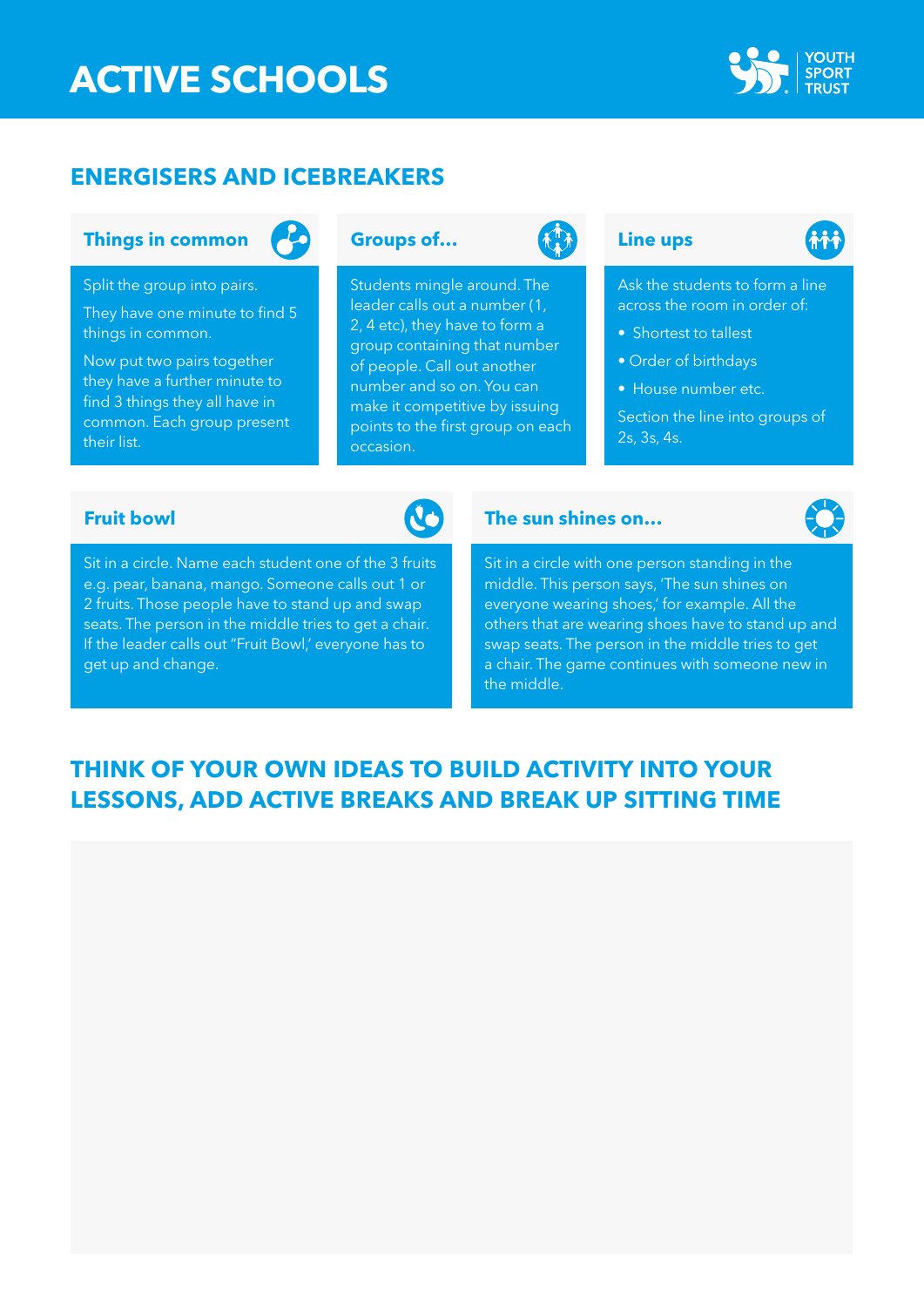# ACTIVE SCHOOLS

YOUTH SPORT TRUST

## ENERGISERS AND ICEBREAKERS

### Things in common

Split the group into pairs.

They have one minute to find 5 things in common.

Now put two pairs together they have a further minute to find 3 things they all have in common. Each group present their list.

### Groups of...

Students mingle around. The leader calls out a number (1, 2, 4 etc), they have to form a group containing that number of people. Call out another number and so on. You can make it competitive by issuing points to the first group on each occasion.

### Line ups

Ask the students to form a line across the room in order of:

- Shortest to tallest
- Order of birthdays
- House number etc.

Section the line into groups of 2s, 3s, 4s.

### Fruit bowl

Sit in a circle. Name each student one of the 3 fruits e.g. pear, banana, mango. Someone calls out 1 or 2 fruits. Those people have to stand up and swap seats. The person in the middle tries to get a chair. If the leader calls out "Fruit Bowl,' everyone has to get up and change.

### The sun shines on...

Sit in a circle with one person standing in the middle. This person says, 'The sun shines on everyone wearing shoes,' for example. All the others that are wearing shoes have to stand up and swap seats. The person in the middle tries to get a chair. The game continues with someone new in the middle.

## THINK OF YOUR OWN IDEAS TO BUILD ACTIVITY INTO YOUR LESSONS, ADD ACTIVE BREAKS AND BREAK UP SITTING TIME